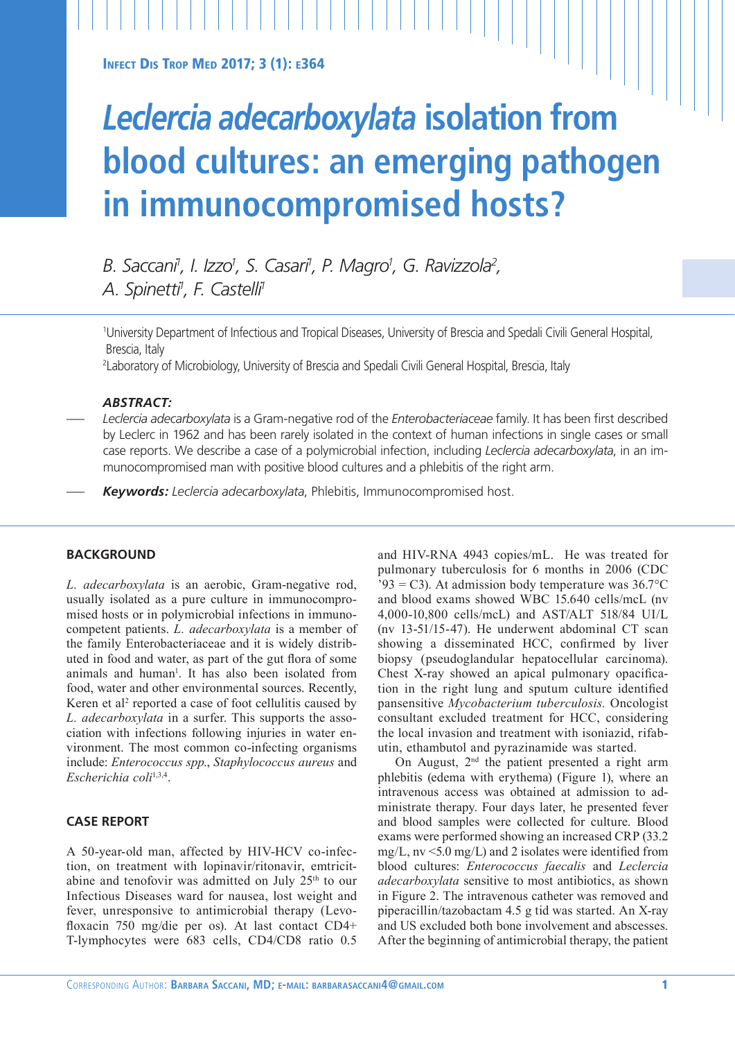# *Leclercia adecarboxylata* isolation from blood cultures: an emerging pathogen in immunocompromised hosts?

*B. Saccani*[1], *I. Izzo*[1], *S. Casari*[1], *P. Magro*[1], *G. Ravizzola*[2], *A. Spinetti*[1], *F. Castelli*[1]

[1]University Department of Infectious and Tropical Diseases, University of Brescia and Spedali Civili General Hospital, Brescia, Italy

[2]Laboratory of Microbiology, University of Brescia and Spedali Civili General Hospital, Brescia, Italy

***ABSTRACT:***

*Leclercia adecarboxylata* is a Gram-negative rod of the *Enterobacteriaceae* family. It has been first described by Leclerc in 1962 and has been rarely isolated in the context of human infections in single cases or small case reports. We describe a case of a polymicrobial infection, including *Leclercia adecarboxylata*, in an immunocompromised man with positive blood cultures and a phlebitis of the right arm.

***Keywords:*** *Leclercia adecarboxylata*, Phlebitis, Immunocompromised host.

## BACKGROUND

*L. adecarboxylata* is an aerobic, Gram-negative rod, usually isolated as a pure culture in immunocompromised hosts or in polymicrobial infections in immunocompetent patients. *L. adecarboxylata* is a member of the family Enterobacteriaceae and it is widely distributed in food and water, as part of the gut flora of some animals and human[1]. It has also been isolated from food, water and other environmental sources. Recently, Keren et al[2] reported a case of foot cellulitis caused by *L. adecarboxylata* in a surfer. This supports the association with infections following injuries in water environment. The most common co-infecting organisms include: *Enterococcus spp*., *Staphylococcus aureus* and *Escherichia coli*[1,3,4].

## CASE REPORT

A 50-year-old man, affected by HIV-HCV co-infection, on treatment with lopinavir/ritonavir, emtricitabine and tenofovir was admitted on July 25th to our Infectious Diseases ward for nausea, lost weight and fever, unresponsive to antimicrobial therapy (Levofloxacin 750 mg/die per os). At last contact CD4+ T-lymphocytes were 683 cells, CD4/CD8 ratio 0.5 and HIV-RNA 4943 copies/mL. He was treated for pulmonary tuberculosis for 6 months in 2006 (CDC '93 = C3). At admission body temperature was 36.7°C and blood exams showed WBC 15.640 cells/mcL (nv 4,000-10,800 cells/mcL) and AST/ALT 518/84 UI/L (nv 13-51/15-47). He underwent abdominal CT scan showing a disseminated HCC, confirmed by liver biopsy (pseudoglandular hepatocellular carcinoma). Chest X-ray showed an apical pulmonary opacification in the right lung and sputum culture identified pansensitive *Mycobacterium tuberculosis.* Oncologist consultant excluded treatment for HCC, considering the local invasion and treatment with isoniazid, rifabutin, ethambutol and pyrazinamide was started.

On August, 2nd the patient presented a right arm phlebitis (edema with erythema) (Figure 1), where an intravenous access was obtained at admission to administrate therapy. Four days later, he presented fever and blood samples were collected for culture. Blood exams were performed showing an increased CRP (33.2 mg/L, nv <5.0 mg/L) and 2 isolates were identified from blood cultures: *Enterococcus faecalis* and *Leclercia adecarboxylata* sensitive to most antibiotics, as shown in Figure 2. The intravenous catheter was removed and piperacillin/tazobactam 4.5 g tid was started. An X-ray and US excluded both bone involvement and abscesses. After the beginning of antimicrobial therapy, the patient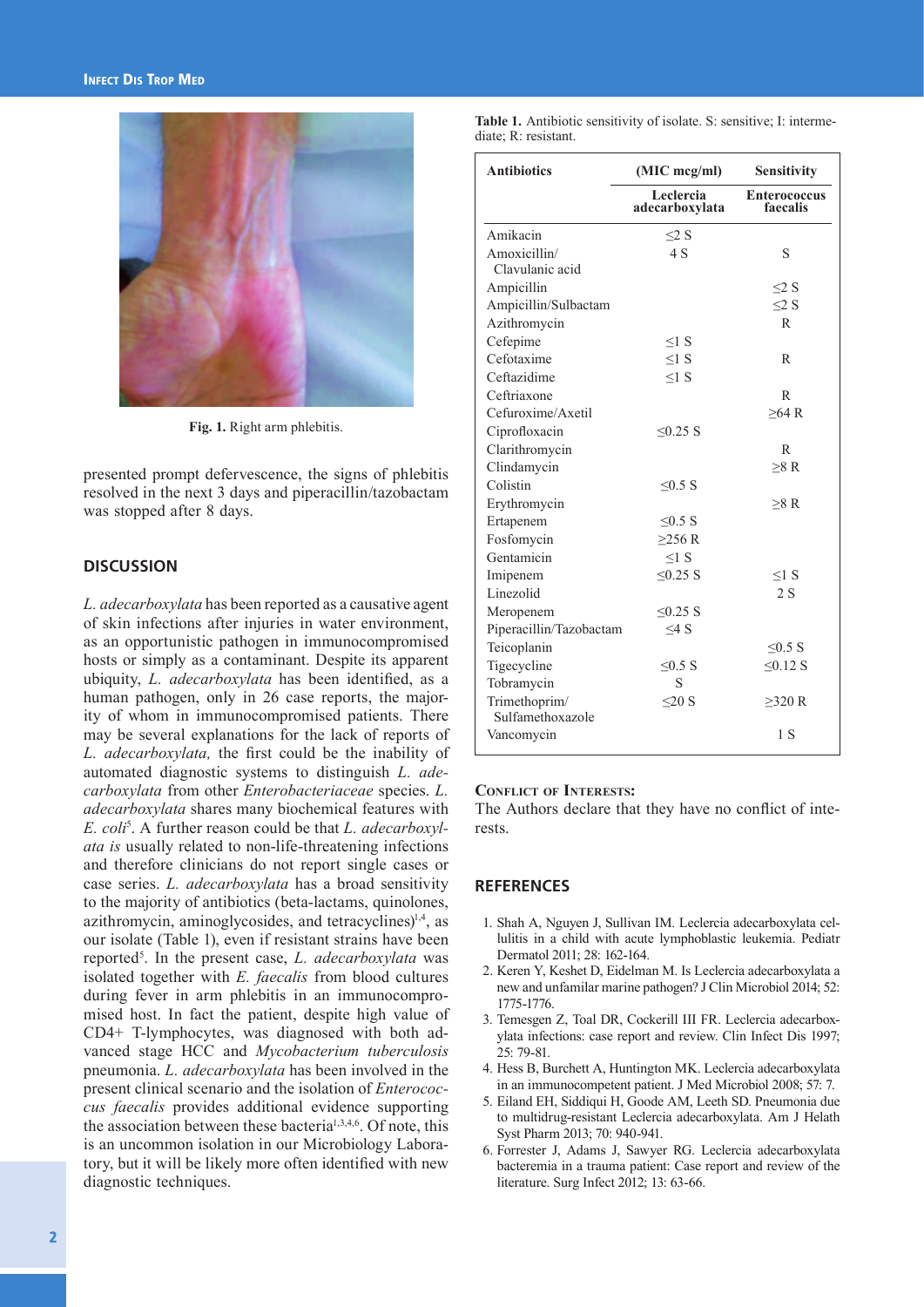Fig. 1. Right arm phlebitis.

presented prompt defervescence, the signs of phlebitis resolved in the next 3 days and piperacillin/tazobactam was stopped after 8 days.

## DISCUSSION

*L. adecarboxylata* has been reported as a causative agent of skin infections after injuries in water environment, as an opportunistic pathogen in immunocompromised hosts or simply as a contaminant. Despite its apparent ubiquity, *L. adecarboxylata* has been identified, as a human pathogen, only in 26 case reports, the majority of whom in immunocompromised patients. There may be several explanations for the lack of reports of *L. adecarboxylata,* the first could be the inability of automated diagnostic systems to distinguish *L. adecarboxylata* from other *Enterobacteriaceae* species. *L. adecarboxylata* shares many biochemical features with *E. coli*[5]. A further reason could be that *L. adecarboxylata is* usually related to non-life-threatening infections and therefore clinicians do not report single cases or case series. *L. adecarboxylata* has a broad sensitivity to the majority of antibiotics (beta-lactams, quinolones, azithromycin, aminoglycosides, and tetracyclines)[1,4], as our isolate (Table 1), even if resistant strains have been reported[5]. In the present case, *L. adecarboxylata* was isolated together with *E. faecalis* from blood cultures during fever in arm phlebitis in an immunocompromised host. In fact the patient, despite high value of CD4+ T-lymphocytes, was diagnosed with both advanced stage HCC and *Mycobacterium tuberculosis* pneumonia. *L. adecarboxylata* has been involved in the present clinical scenario and the isolation of *Enterococcus faecalis* provides additional evidence supporting the association between these bacteria[1,3,4,6]. Of note, this is an uncommon isolation in our Microbiology Laboratory, but it will be likely more often identified with new diagnostic techniques.

**Table 1.** Antibiotic sensitivity of isolate. S: sensitive; I: intermediate; R: resistant.

| Antibiotics | (MIC mcg/ml) | Sensitivity |
|---|---|---|
| | Leclercia adecarboxylata | Enterococcus faecalis |
| Amikacin | ≤2 S | |
| Amoxicillin/ Clavulanic acid | 4 S | S |
| Ampicillin | | ≤2 S |
| Ampicillin/Sulbactam | | ≤2 S |
| Azithromycin | | R |
| Cefepime | ≤1 S | |
| Cefotaxime | ≤1 S | R |
| Ceftazidime | ≤1 S | |
| Ceftriaxone | | R |
| Cefuroxime/Axetil | | ≥64 R |
| Ciprofloxacin | ≤0.25 S | |
| Clarithromycin | | R |
| Clindamycin | | ≥8 R |
| Colistin | ≤0.5 S | |
| Erythromycin | | ≥8 R |
| Ertapenem | ≤0.5 S | |
| Fosfomycin | ≥256 R | |
| Gentamicin | ≤1 S | |
| Imipenem | ≤0.25 S | ≤1 S |
| Linezolid | | 2 S |
| Meropenem | ≤0.25 S | |
| Piperacillin/Tazobactam | ≤4 S | |
| Teicoplanin | | ≤0.5 S |
| Tigecycline | ≤0.5 S | ≤0.12 S |
| Tobramycin | S | |
| Trimethoprim/ Sulfamethoxazole | ≤20 S | ≥320 R |
| Vancomycin | | 1 S |

**Conflict of Interests:**

The Authors declare that they have no conflict of interests.

## REFERENCES

1. Shah A, Nguyen J, Sullivan IM. Leclercia adecarboxylata cellulitis in a child with acute lymphoblastic leukemia. Pediatr Dermatol 2011; 28: 162-164.
2. Keren Y, Keshet D, Eidelman M. Is Leclercia adecarboxylata a new and unfamilar marine pathogen? J Clin Microbiol 2014; 52: 1775-1776.
3. Temesgen Z, Toal DR, Cockerill III FR. Leclercia adecarboxylata infections: case report and review. Clin Infect Dis 1997; 25: 79-81.
4. Hess B, Burchett A, Huntington MK. Leclercia adecarboxylata in an immunocompetent patient. J Med Microbiol 2008; 57: 7.
5. Eiland EH, Siddiqui H, Goode AM, Leeth SD. Pneumonia due to multidrug-resistant Leclercia adecarboxylata. Am J Helath Syst Pharm 2013; 70: 940-941.
6. Forrester J, Adams J, Sawyer RG. Leclercia adecarboxylata bacteremia in a trauma patient: Case report and review of the literature. Surg Infect 2012; 13: 63-66.